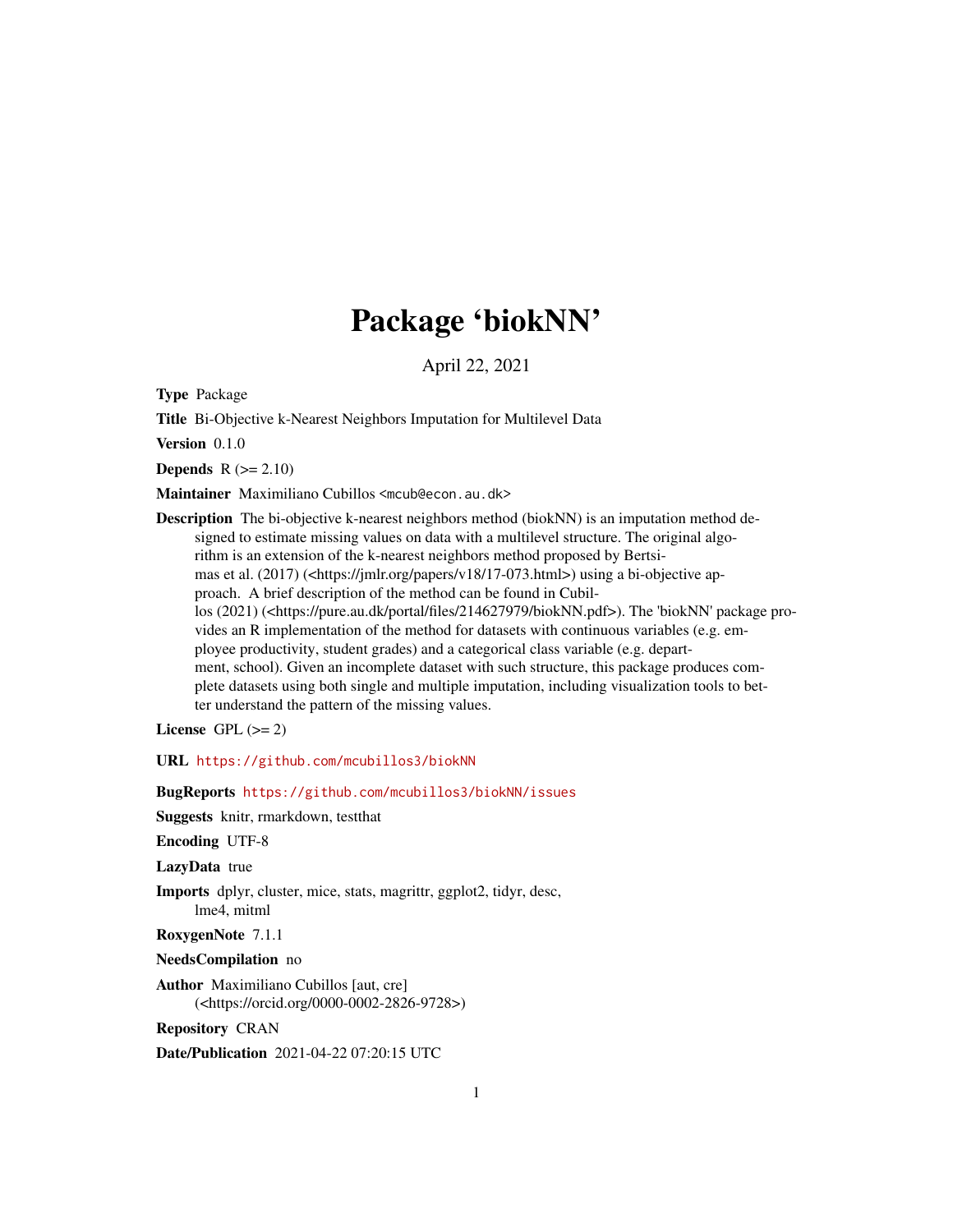# Package 'biokNN'

April 22, 2021

**Type** Package

**Title** Bi-Objective k-Nearest Neighbors Imputation for Multilevel Data

**Version** 0.1.0

**Depends** R (>= 2.10)

**Maintainer** Maximiliano Cubillos <mcub@econ.au.dk>

**Description** The bi-objective k-nearest neighbors method (biokNN) is an imputation method designed to estimate missing values on data with a multilevel structure. The original algorithm is an extension of the k-nearest neighbors method proposed by Bertsimas et al. (2017) (<https://jmlr.org/papers/v18/17-073.html>) using a bi-objective approach. A brief description of the method can be found in Cubillos (2021) (<https://pure.au.dk/portal/files/214627979/biokNN.pdf>). The 'biokNN' package provides an R implementation of the method for datasets with continuous variables (e.g. employee productivity, student grades) and a categorical class variable (e.g. department, school). Given an incomplete dataset with such structure, this package produces complete datasets using both single and multiple imputation, including visualization tools to better understand the pattern of the missing values.

**License** GPL (>= 2)

**URL** https://github.com/mcubillos3/biokNN

**BugReports** https://github.com/mcubillos3/biokNN/issues

**Suggests** knitr, rmarkdown, testthat

**Encoding** UTF-8

**LazyData** true

**Imports** dplyr, cluster, mice, stats, magrittr, ggplot2, tidyr, desc, lme4, mitml

**RoxygenNote** 7.1.1

**NeedsCompilation** no

**Author** Maximiliano Cubillos [aut, cre] (<https://orcid.org/0000-0002-2826-9728>)

**Repository** CRAN

**Date/Publication** 2021-04-22 07:20:15 UTC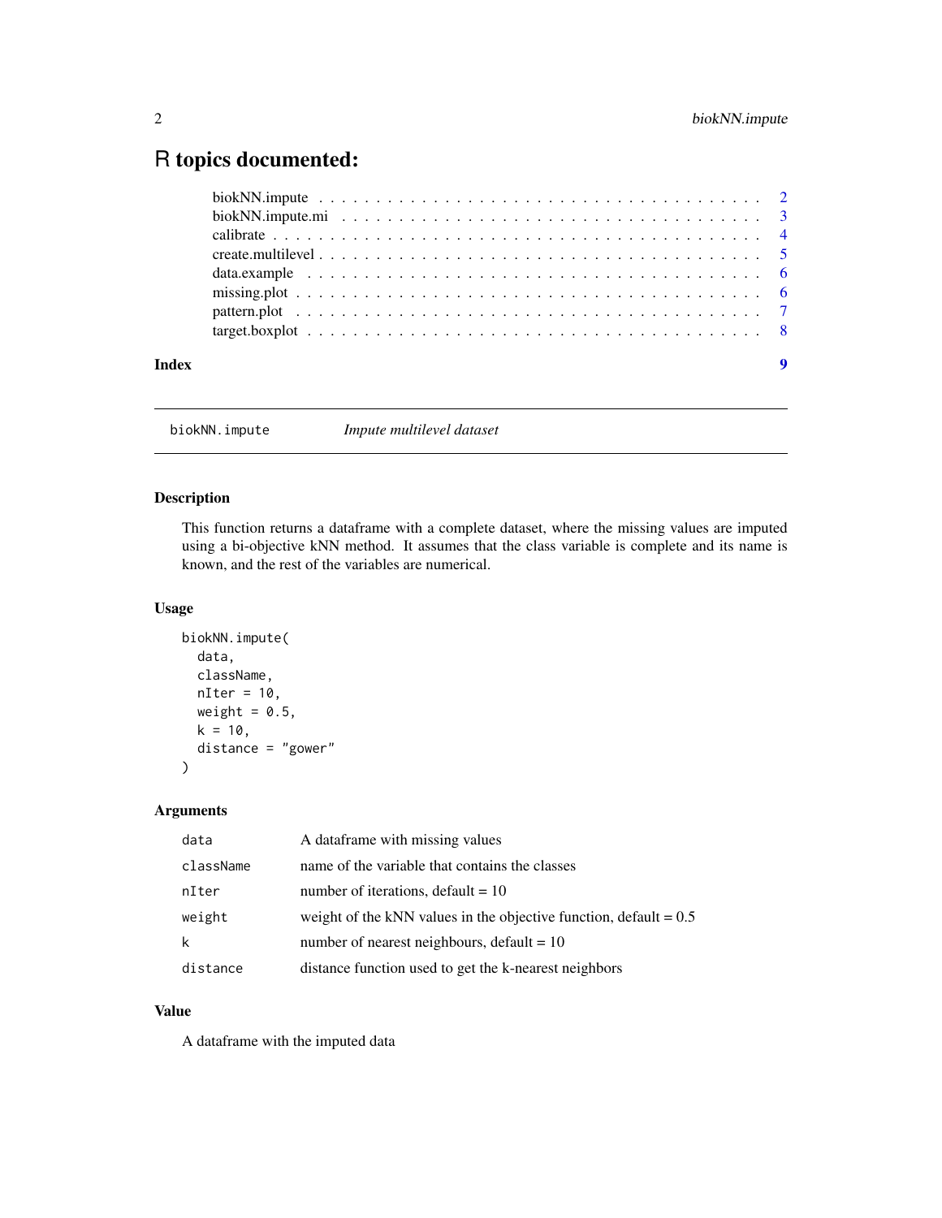# R topics documented:

biokNN.impute . . . . . . . . . . . . . . . . . . . . . . . . . . . . . . . . . . . . 2
biokNN.impute.mi . . . . . . . . . . . . . . . . . . . . . . . . . . . . . . . . . . 3
calibrate . . . . . . . . . . . . . . . . . . . . . . . . . . . . . . . . . . . . . . . 4
create.multilevel . . . . . . . . . . . . . . . . . . . . . . . . . . . . . . . . . . 5
data.example . . . . . . . . . . . . . . . . . . . . . . . . . . . . . . . . . . . . 6
missing.plot . . . . . . . . . . . . . . . . . . . . . . . . . . . . . . . . . . . . 6
pattern.plot . . . . . . . . . . . . . . . . . . . . . . . . . . . . . . . . . . . . 7
target.boxplot . . . . . . . . . . . . . . . . . . . . . . . . . . . . . . . . . . . 8

**Index** **9**

---

## biokNN.impute *Impute multilevel dataset*

---

### Description

This function returns a dataframe with a complete dataset, where the missing values are imputed using a bi-objective kNN method. It assumes that the class variable is complete and its name is known, and the rest of the variables are numerical.

### Usage

```
biokNN.impute(
  data,
  className,
  nIter = 10,
  weight = 0.5,
  k = 10,
  distance = "gower"
)
```

### Arguments

| | |
|---|---|
| data | A dataframe with missing values |
| className | name of the variable that contains the classes |
| nIter | number of iterations, default = 10 |
| weight | weight of the kNN values in the objective function, default = 0.5 |
| k | number of nearest neighbours, default = 10 |
| distance | distance function used to get the k-nearest neighbors |

### Value

A dataframe with the imputed data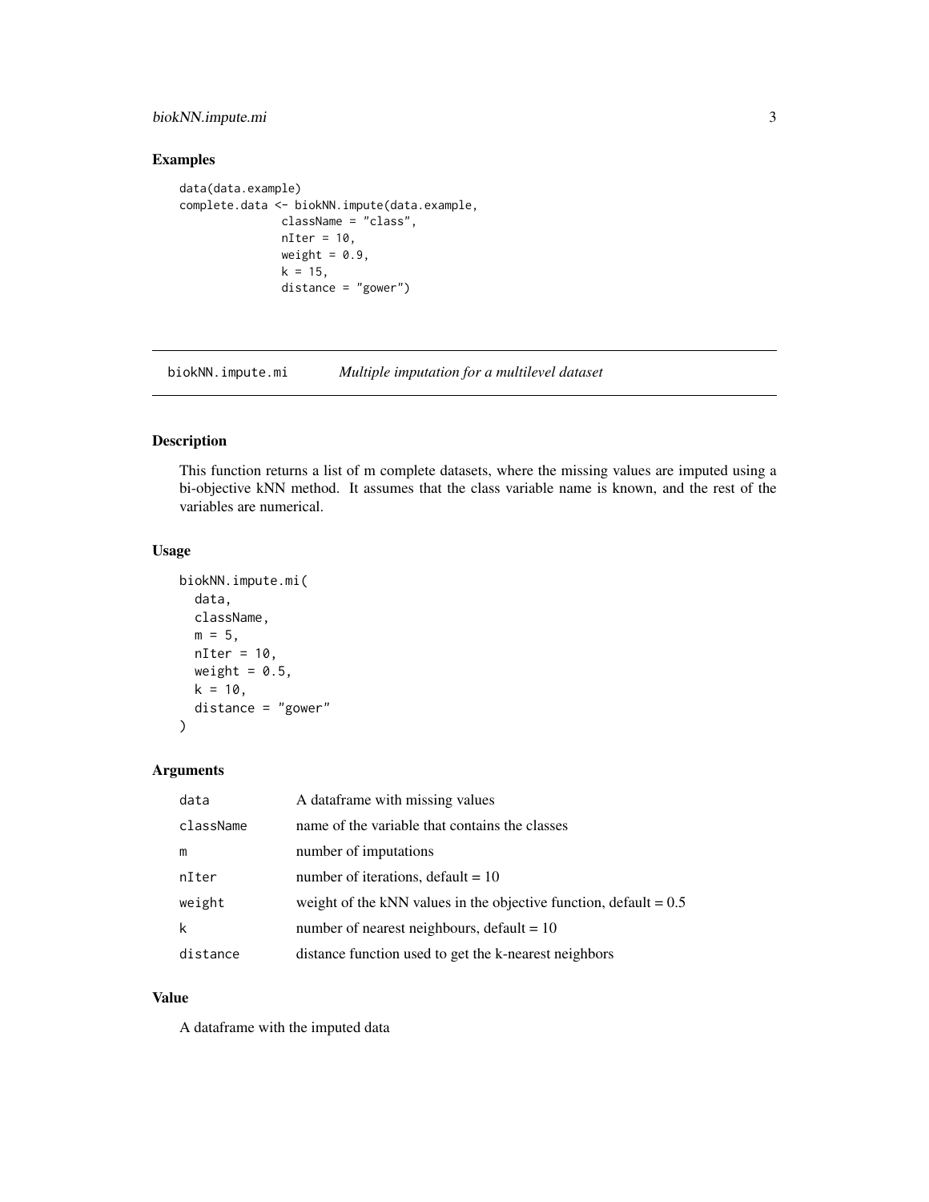## Examples

```
data(data.example)
complete.data <- biokNN.impute(data.example,
                className = "class",
                nIter = 10,
                weight = 0.9,
                k = 15,
                distance = "gower")
```

---

# biokNN.impute.mi — *Multiple imputation for a multilevel dataset*

---

## Description

This function returns a list of m complete datasets, where the missing values are imputed using a bi-objective kNN method. It assumes that the class variable name is known, and the rest of the variables are numerical.

## Usage

```
biokNN.impute.mi(
  data,
  className,
  m = 5,
  nIter = 10,
  weight = 0.5,
  k = 10,
  distance = "gower"
)
```

## Arguments

| | |
|---|---|
| `data` | A dataframe with missing values |
| `className` | name of the variable that contains the classes |
| `m` | number of imputations |
| `nIter` | number of iterations, default = 10 |
| `weight` | weight of the kNN values in the objective function, default = 0.5 |
| `k` | number of nearest neighbours, default = 10 |
| `distance` | distance function used to get the k-nearest neighbors |

## Value

A dataframe with the imputed data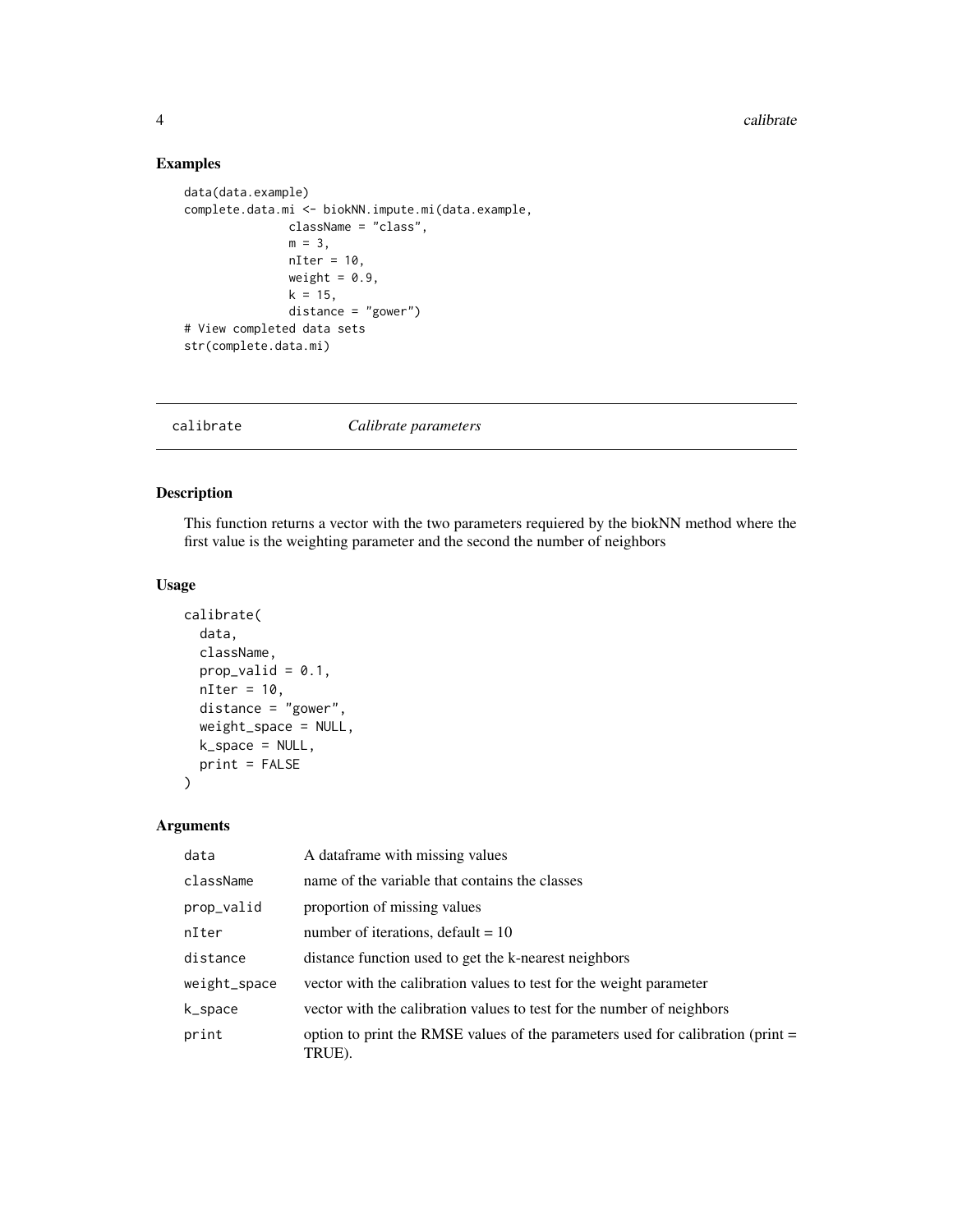## Examples

```
data(data.example)
complete.data.mi <- biokNN.impute.mi(data.example,
               className = "class",
               m = 3,
               nIter = 10,
               weight = 0.9,
               k = 15,
               distance = "gower")
# View completed data sets
str(complete.data.mi)
```

---

`calibrate` *Calibrate parameters*

---

## Description

This function returns a vector with the two parameters requiered by the biokNN method where the first value is the weighting parameter and the second the number of neighbors

## Usage

```
calibrate(
  data,
  className,
  prop_valid = 0.1,
  nIter = 10,
  distance = "gower",
  weight_space = NULL,
  k_space = NULL,
  print = FALSE
)
```

## Arguments

| | |
|---|---|
| `data` | A dataframe with missing values |
| `className` | name of the variable that contains the classes |
| `prop_valid` | proportion of missing values |
| `nIter` | number of iterations, default = 10 |
| `distance` | distance function used to get the k-nearest neighbors |
| `weight_space` | vector with the calibration values to test for the weight parameter |
| `k_space` | vector with the calibration values to test for the number of neighbors |
| `print` | option to print the RMSE values of the parameters used for calibration (print = TRUE). |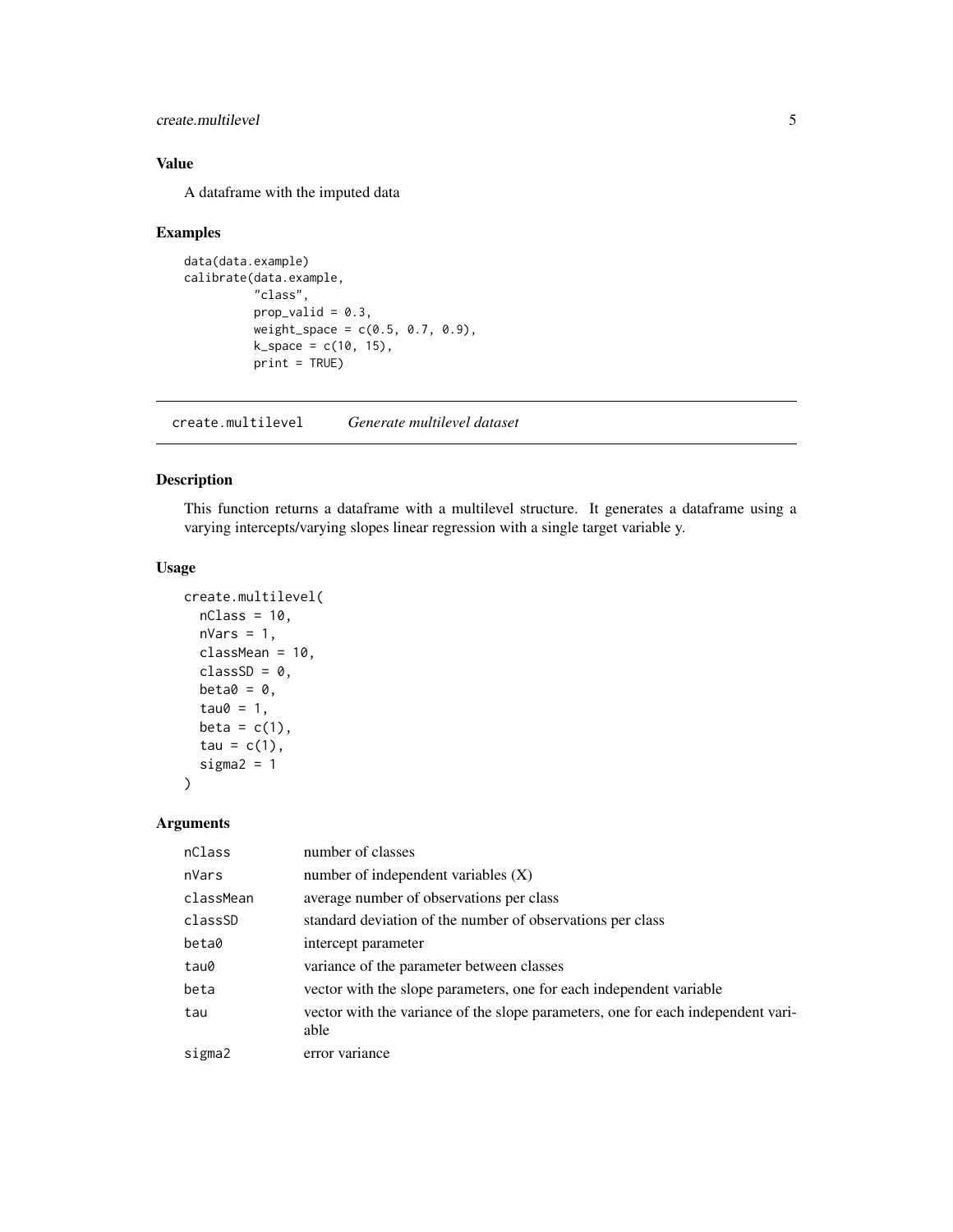## Value

A dataframe with the imputed data

## Examples

```
data(data.example)
calibrate(data.example,
          "class",
          prop_valid = 0.3,
          weight_space = c(0.5, 0.7, 0.9),
          k_space = c(10, 15),
          print = TRUE)
```

---

# create.multilevel *Generate multilevel dataset*

---

## Description

This function returns a dataframe with a multilevel structure. It generates a dataframe using a varying intercepts/varying slopes linear regression with a single target variable y.

## Usage

```
create.multilevel(
  nClass = 10,
  nVars = 1,
  classMean = 10,
  classSD = 0,
  beta0 = 0,
  tau0 = 1,
  beta = c(1),
  tau = c(1),
  sigma2 = 1
)
```

## Arguments

| | |
|---|---|
| nClass | number of classes |
| nVars | number of independent variables (X) |
| classMean | average number of observations per class |
| classSD | standard deviation of the number of observations per class |
| beta0 | intercept parameter |
| tau0 | variance of the parameter between classes |
| beta | vector with the slope parameters, one for each independent variable |
| tau | vector with the variance of the slope parameters, one for each independent variable |
| sigma2 | error variance |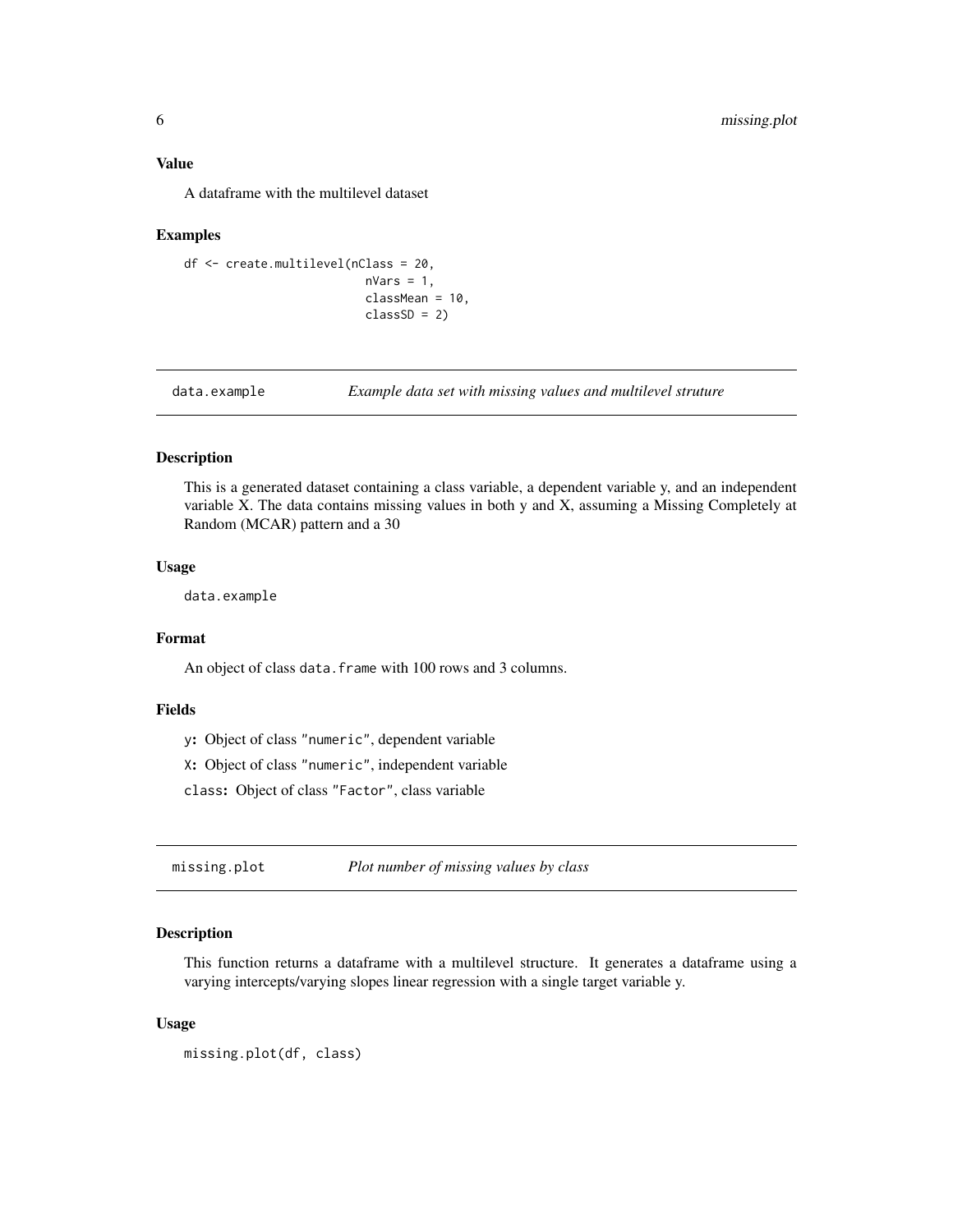### Value

A dataframe with the multilevel dataset

### Examples

```
df <- create.multilevel(nClass = 20,
                        nVars = 1,
                        classMean = 10,
                        classSD = 2)
```

---

## data.example — *Example data set with missing values and multilevel struture*

### Description

This is a generated dataset containing a class variable, a dependent variable y, and an independent variable X. The data contains missing values in both y and X, assuming a Missing Completely at Random (MCAR) pattern and a 30

### Usage

```
data.example
```

### Format

An object of class `data.frame` with 100 rows and 3 columns.

### Fields

- `y`**:** Object of class `"numeric"`, dependent variable
- `X`**:** Object of class `"numeric"`, independent variable
- `class`**:** Object of class `"Factor"`, class variable

---

## missing.plot — *Plot number of missing values by class*

### Description

This function returns a dataframe with a multilevel structure. It generates a dataframe using a varying intercepts/varying slopes linear regression with a single target variable y.

### Usage

```
missing.plot(df, class)
```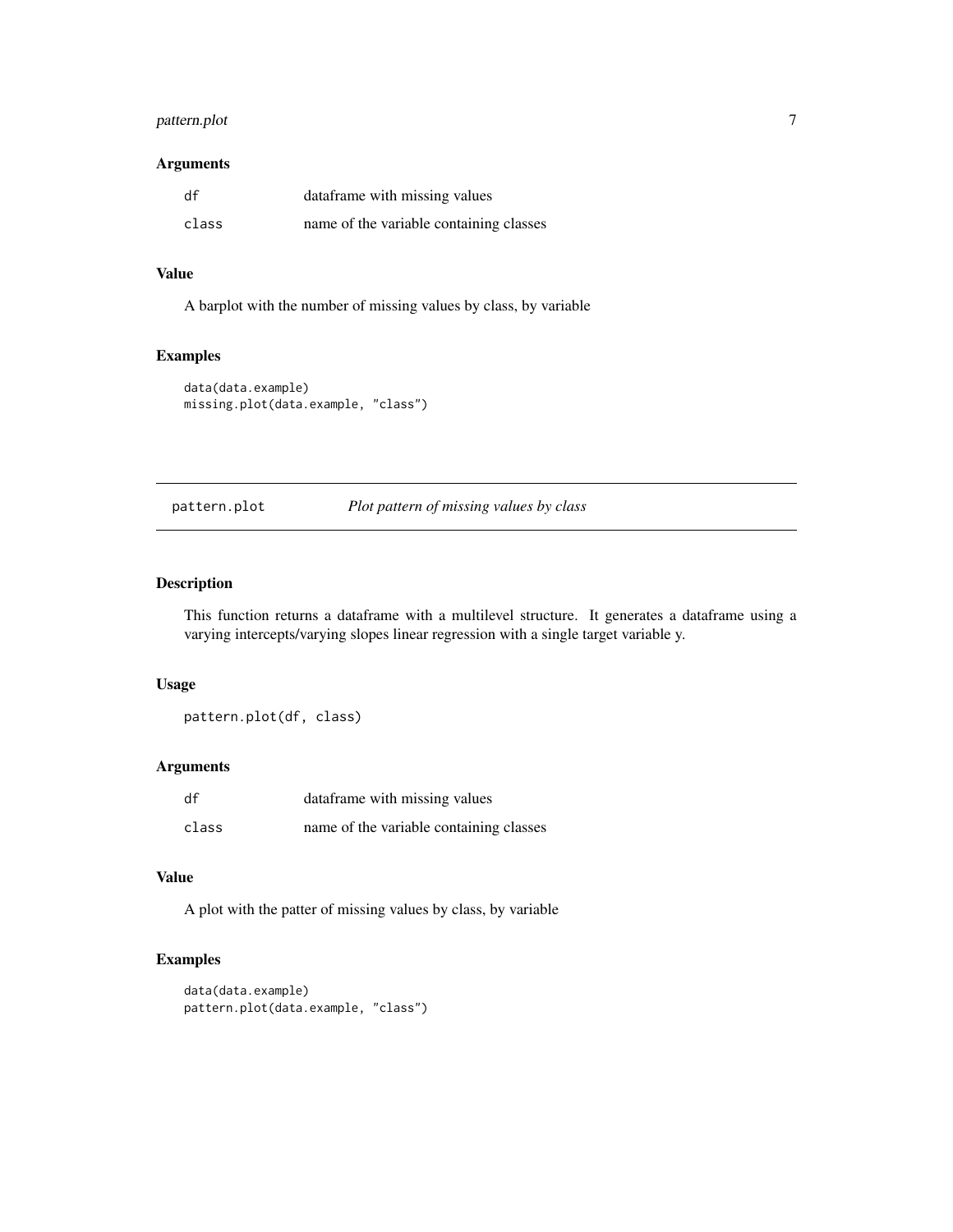### Arguments

| | |
|---|---|
| df | dataframe with missing values |
| class | name of the variable containing classes |

### Value

A barplot with the number of missing values by class, by variable

### Examples

```
data(data.example)
missing.plot(data.example, "class")
```

---

## pattern.plot &emsp; *Plot pattern of missing values by class*

---

### Description

This function returns a dataframe with a multilevel structure. It generates a dataframe using a varying intercepts/varying slopes linear regression with a single target variable y.

### Usage

```
pattern.plot(df, class)
```

### Arguments

| | |
|---|---|
| df | dataframe with missing values |
| class | name of the variable containing classes |

### Value

A plot with the patter of missing values by class, by variable

### Examples

```
data(data.example)
pattern.plot(data.example, "class")
```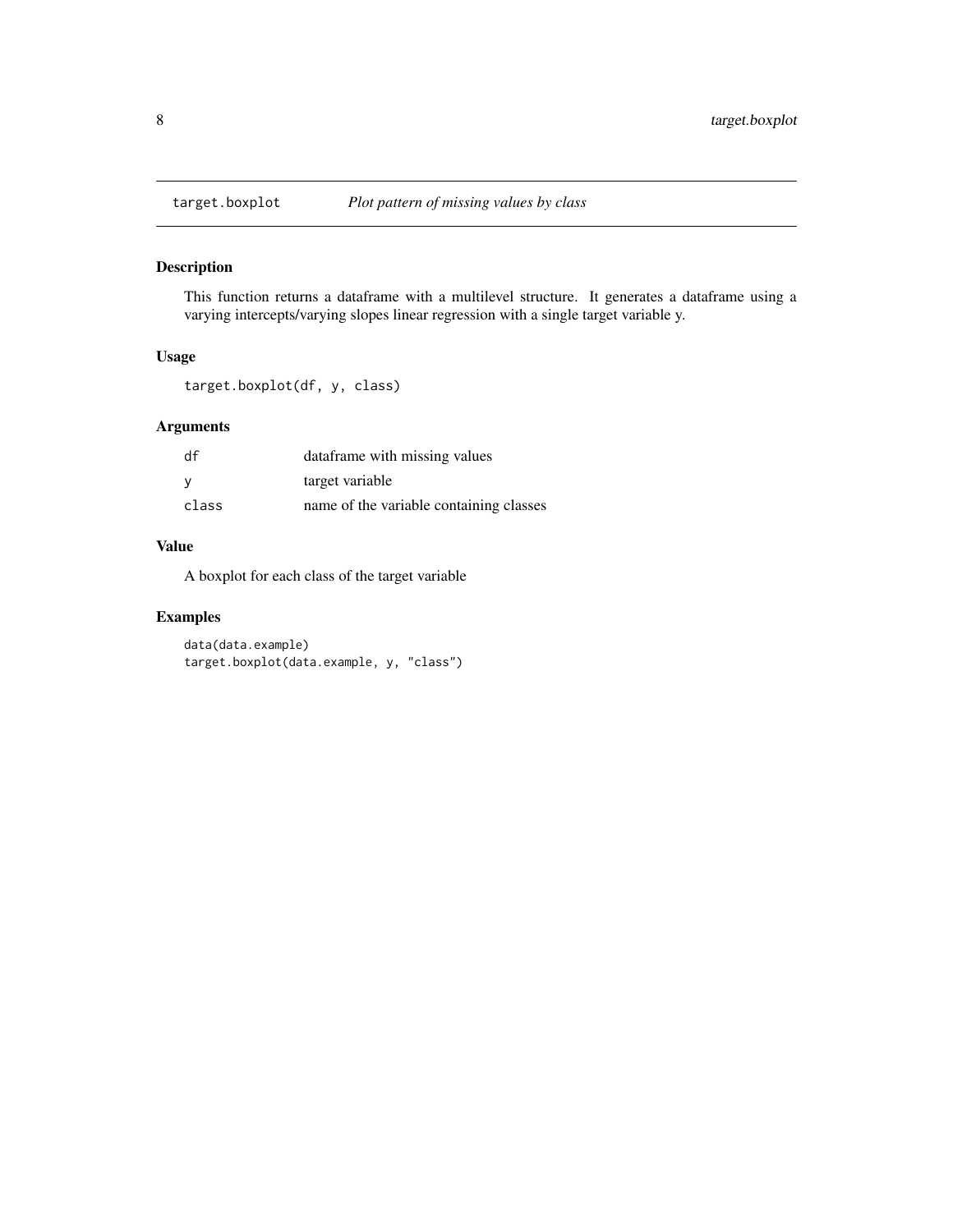# target.boxplot — *Plot pattern of missing values by class*

## Description

This function returns a dataframe with a multilevel structure. It generates a dataframe using a varying intercepts/varying slopes linear regression with a single target variable y.

## Usage

```
target.boxplot(df, y, class)
```

## Arguments

| | |
|---|---|
| `df` | dataframe with missing values |
| `y` | target variable |
| `class` | name of the variable containing classes |

## Value

A boxplot for each class of the target variable

## Examples

```
data(data.example)
target.boxplot(data.example, y, "class")
```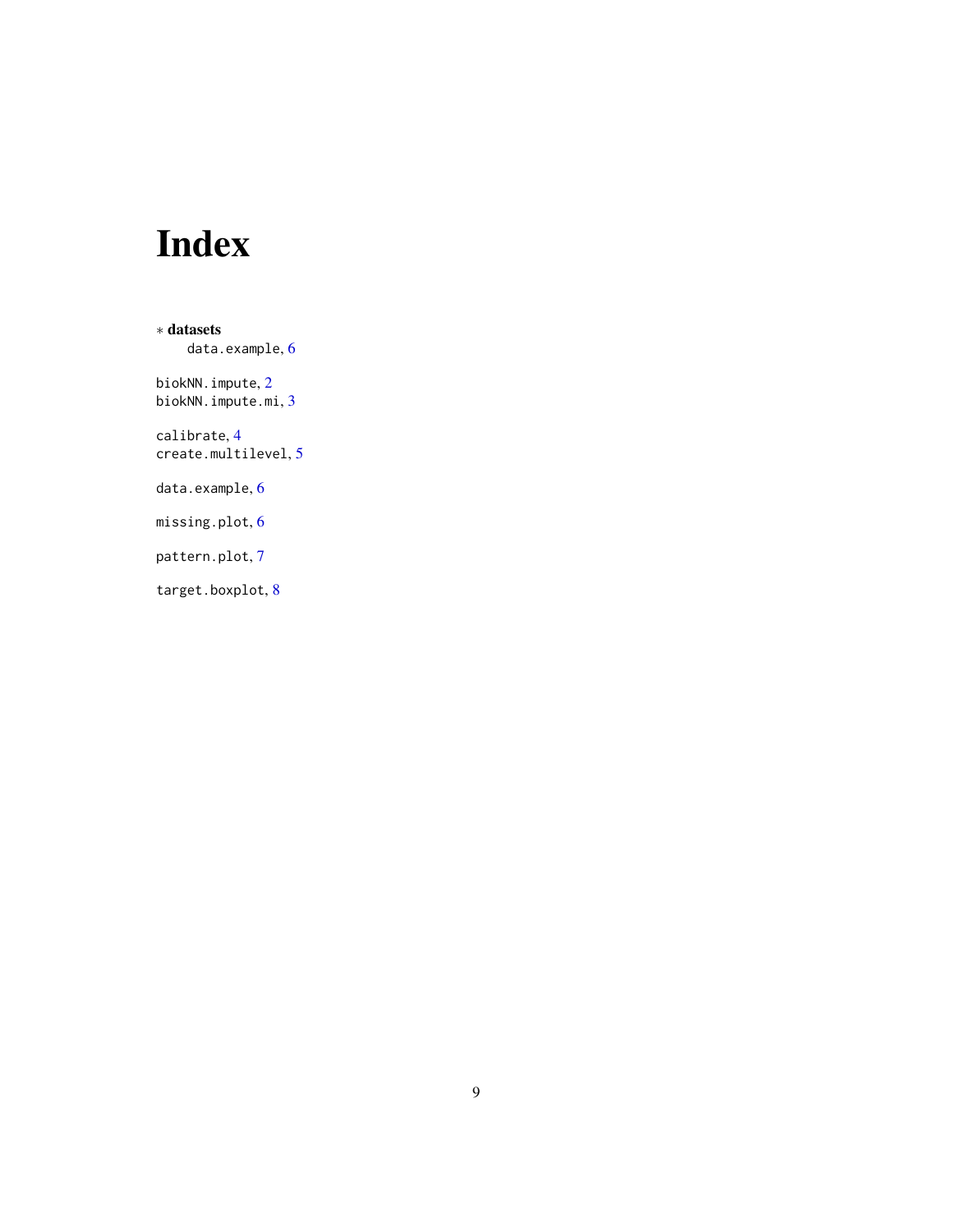# Index

∗ **datasets**
    data.example, 6

biokNN.impute, 2
biokNN.impute.mi, 3

calibrate, 4
create.multilevel, 5

data.example, 6

missing.plot, 6

pattern.plot, 7

target.boxplot, 8